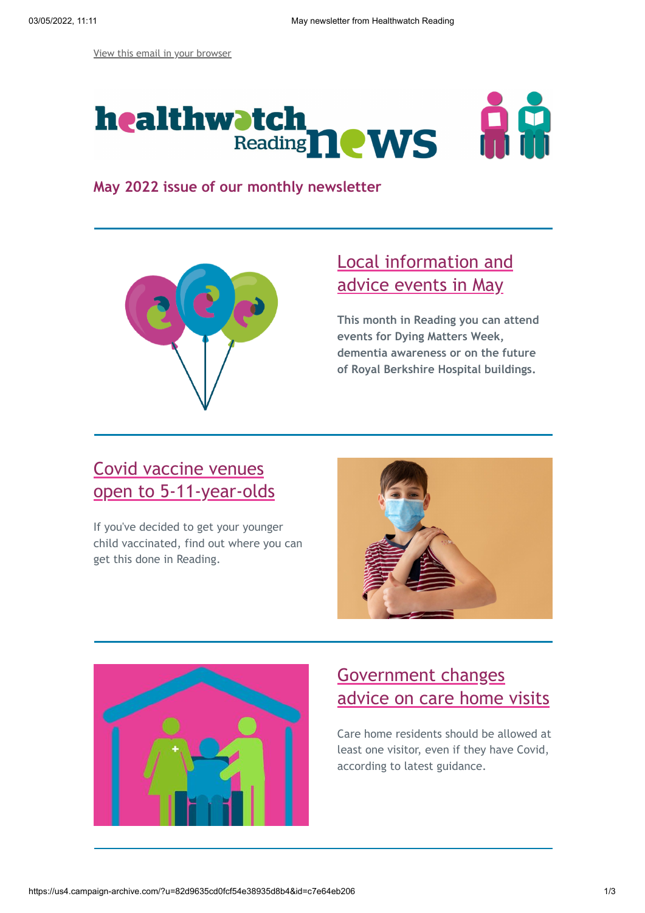View this email in your browser

May 2022 issue of our monthly newsletter

## Local information and advice events in May

**This month in Reading you can attend events for Dying Matters Week, dementia awareness or on the future of Royal Berkshire Hospital buildings.**

## Covid vaccine venues open to 5-11-year-olds

If you've decided to get your younger child vaccinated, find out where you can get this done in Reading.

## Government changes advice on care home visits

Care home residents should be allowed at least one visitor, even if they have Covid, according to latest guidance.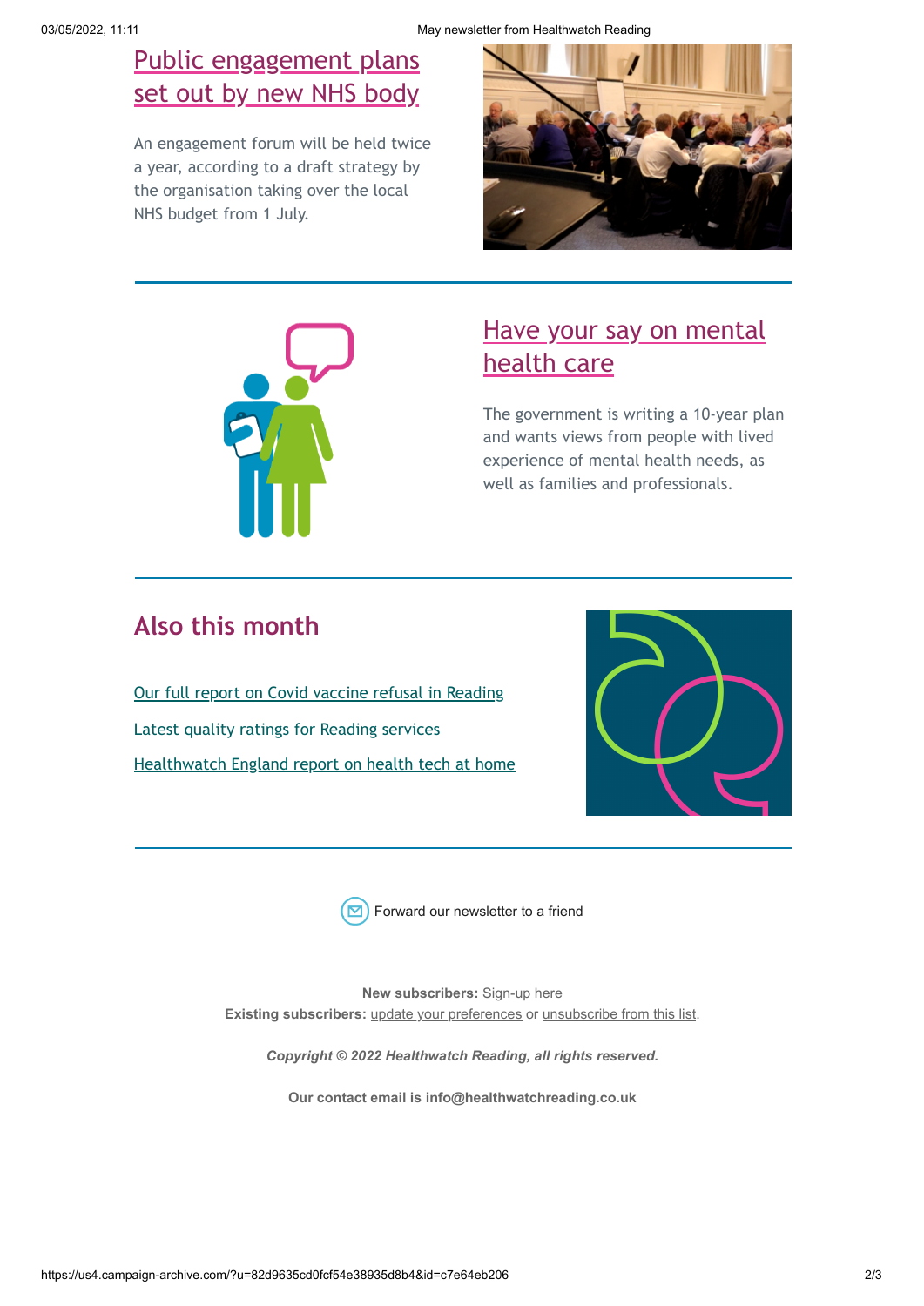## Public engagement plans set out by new NHS body

An engagement forum will be held twice a year, according to a draft strategy by the organisation taking over the local NHS budget from 1 July.

## Have your say on mental health care

The government is writing a 10-year plan and wants views from people with lived experience of mental health needs, as well as families and professionals.

## Also this month

Our full report on Covid vaccine refusal in Reading

Latest quality ratings for Reading services

Healthwatch England report on health tech at home

Forward our newsletter to a friend

**New subscribers:** Sign-up here
**Existing subscribers:** update your preferences or unsubscribe from this list.

***Copyright © 2022 Healthwatch Reading, all rights reserved.***

**Our contact email is info@healthwatchreading.co.uk**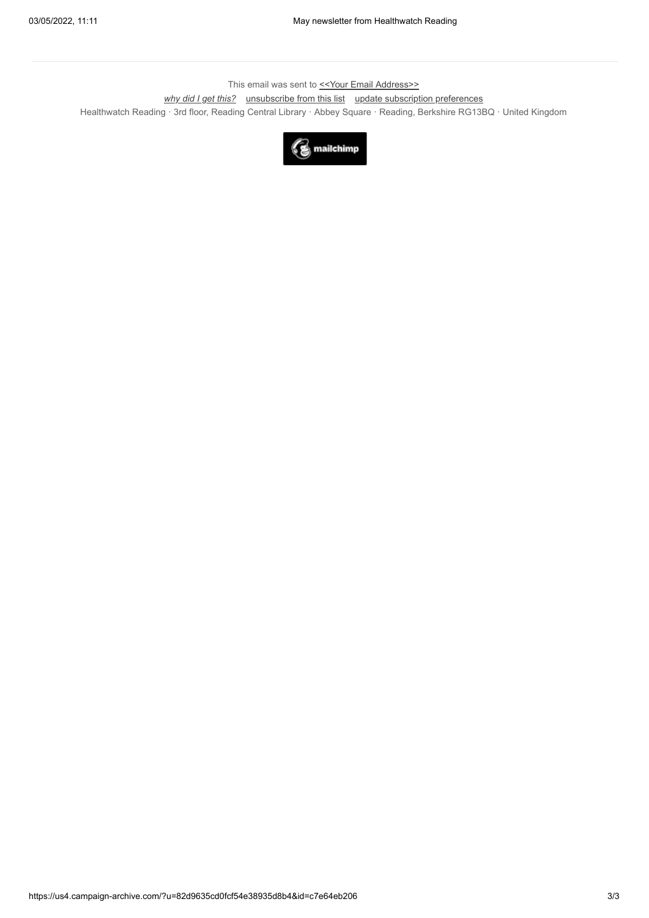This email was sent to <<Your Email Address>>

*why did I get this?* unsubscribe from this list update subscription preferences

Healthwatch Reading · 3rd floor, Reading Central Library · Abbey Square · Reading, Berkshire RG13BQ · United Kingdom